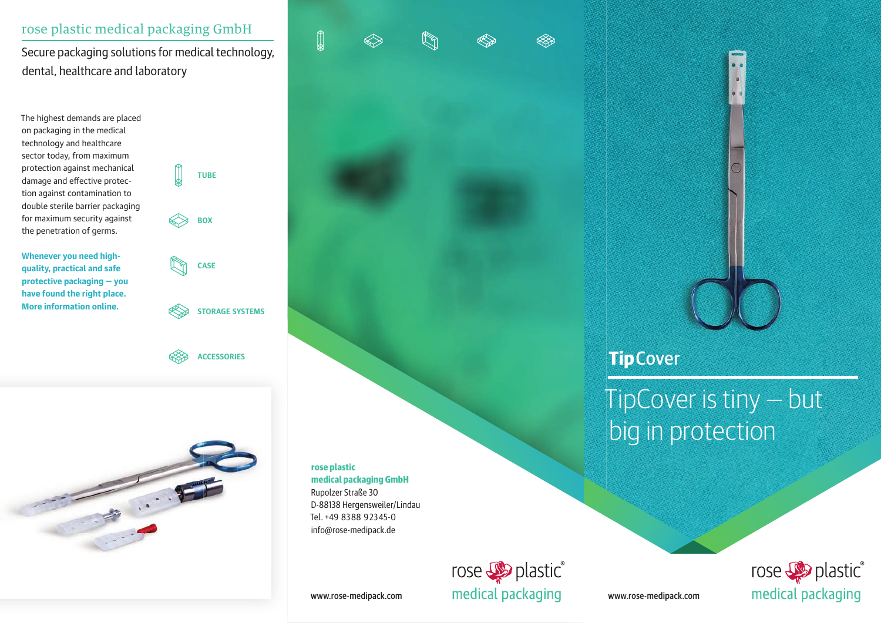# rose plastic medical packaging GmbH

## Secure packaging solutions for medical technology, dental, healthcare and laboratory

The highest demands are placed on packaging in the medical technology and healthcare sector today, from maximum protection against mechanical damage and effective protection against contamination to double sterile barrier packaging for maximum security against the penetration of germs.

**Whenever you need high-quality, practical and safe protective packaging – you have found the right place. More information online.**

- TUBE
- BOX
- CASE
- STORAGE SYSTEMS
- ACCESSORIES

**rose plastic medical packaging GmbH**
Rupolzer Straße 30
D-88138 Hergensweiler/Lindau
Tel. +49 8388 92345-0
info@rose-medipack.de

www.rose-medipack.com

rose plastic® medical packaging

# TipCover

## TipCover is tiny – but big in protection

www.rose-medipack.com

rose plastic® medical packaging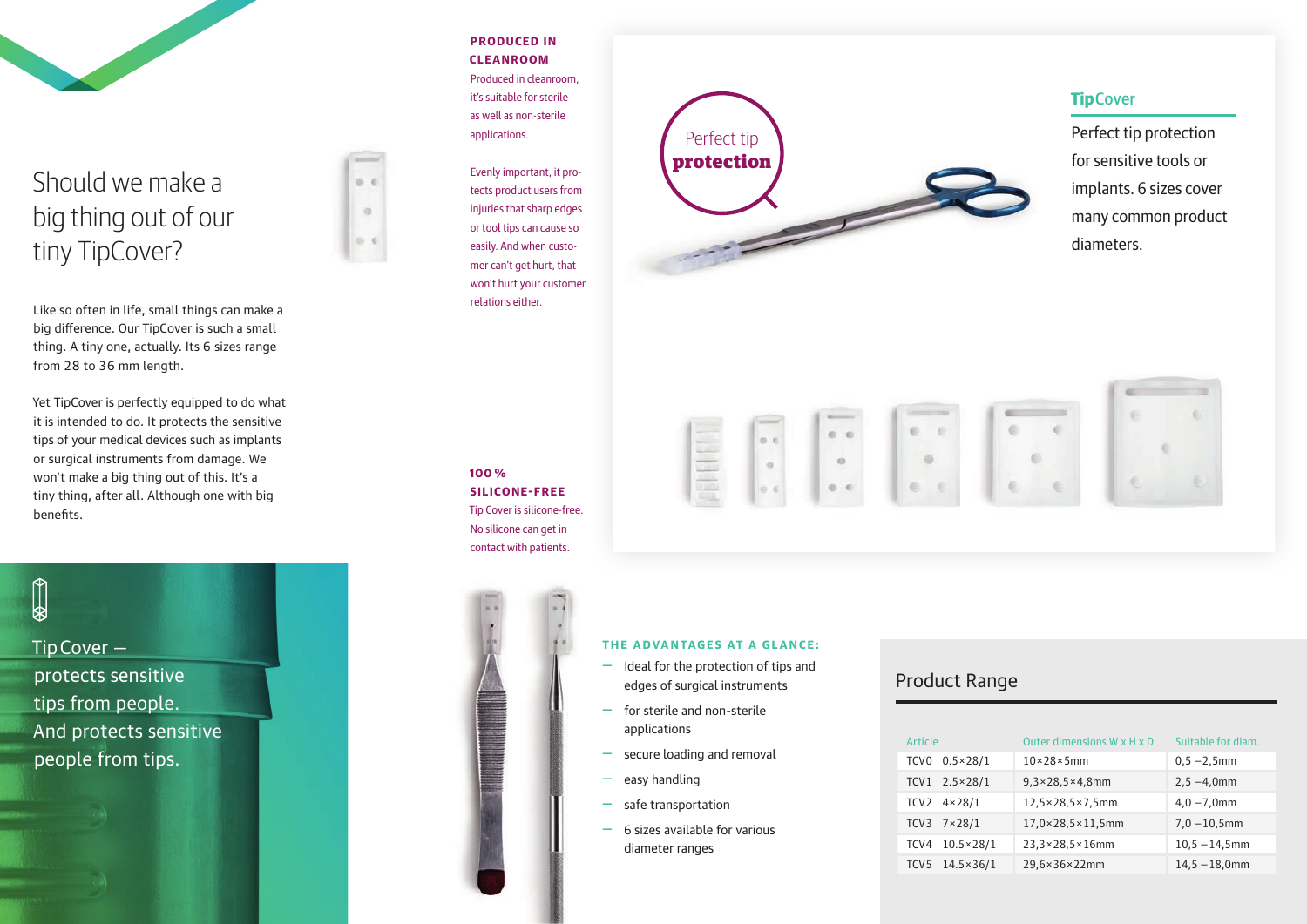# Should we make a big thing out of our tiny TipCover?

Like so often in life, small things can make a big difference. Our TipCover is such a small thing. A tiny one, actually. Its 6 sizes range from 28 to 36 mm length.

Yet TipCover is perfectly equipped to do what it is intended to do. It protects the sensitive tips of your medical devices such as implants or surgical instruments from damage. We won't make a big thing out of this. It's a tiny thing, after all. Although one with big benefits.

Tip Cover – protects sensitive tips from people. And protects sensitive people from tips.

**PRODUCED IN CLEANROOM**

Produced in cleanroom, it's suitable for sterile as well as non-sterile applications.

Evenly important, it protects product users from injuries that sharp edges or tool tips can cause so easily. And when customer can't get hurt, that won't hurt your customer relations either.

**100 % SILICONE-FREE**

Tip Cover is silicone-free. No silicone can get in contact with patients.

Perfect tip **protection**

## **Tip**Cover

Perfect tip protection for sensitive tools or implants. 6 sizes cover many common product diameters.

**THE ADVANTAGES AT A GLANCE:**

- Ideal for the protection of tips and edges of surgical instruments
- for sterile and non-sterile applications
- secure loading and removal
- easy handling
- safe transportation
- 6 sizes available for various diameter ranges

## Product Range

| Article | Outer dimensions W x H x D | Suitable for diam. |
|---|---|---|
| TCV0 0.5×28/1 | 10×28×5mm | 0,5 –2,5mm |
| TCV1 2.5×28/1 | 9,3×28,5×4,8mm | 2,5 –4,0mm |
| TCV2 4×28/1 | 12,5×28,5×7,5mm | 4,0 –7,0mm |
| TCV3 7×28/1 | 17,0×28,5×11,5mm | 7,0 –10,5mm |
| TCV4 10.5×28/1 | 23,3×28,5×16mm | 10,5 –14,5mm |
| TCV5 14.5×36/1 | 29,6×36×22mm | 14,5 –18,0mm |